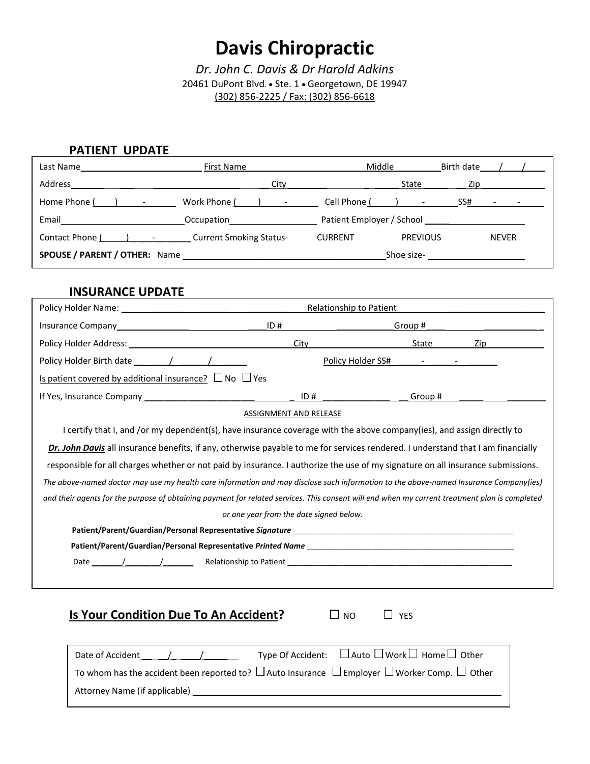# Davis Chiropractic

*Dr. John C. Davis & Dr Harold Adkins*

20461 DuPont Blvd. • Ste. 1 • Georgetown, DE 19947

(302) 856-2225 / Fax: (302) 856-6618

## PATIENT UPDATE

Last Name________________________ First Name________________________ Middle__________ Birth date____/____/____

Address_______________________________________ City____________________ State__________ Zip______________

Home Phone (____) ____-____ Work Phone (____) ____-____ Cell Phone (____) ____-____ SS# ____-____-____

Email__________________________ Occupation__________________ Patient Employer / School____________________

Contact Phone (____) ____-______ Current Smoking Status- CURRENT PREVIOUS NEVER

**SPOUSE / PARENT / OTHER:** Name ______________________________________ Shoe size- ____________________

## INSURANCE UPDATE

Policy Holder Name: ______________________________ Relationship to Patient______________________________

Insurance Company______________________________ ID #______________________ Group #______________________

Policy Holder Address: ______________________________ City______________________ State__________ Zip__________

Policy Holder Birth date ______/______/______ Policy Holder SS# ______-______-______

Is patient covered by additional insurance? ☐ No ☐ Yes

If Yes, Insurance Company ______________________________ ID # ______________________ Group # ______________________

ASSIGNMENT AND RELEASE

I certify that I, and /or my dependent(s), have insurance coverage with the above company(ies), and assign directly to ***Dr. John Davis*** all insurance benefits, if any, otherwise payable to me for services rendered. I understand that I am financially responsible for all charges whether or not paid by insurance. I authorize the use of my signature on all insurance submissions.

*The above-named doctor may use my health care information and may disclose such information to the above-named Insurance Company(ies) and their agents for the purpose of obtaining payment for related services. This consent will end when my current treatment plan is completed or one year from the date signed below.*

**Patient/Parent/Guardian/Personal Representative *Signature*** ______________________________________________

**Patient/Parent/Guardian/Personal Representative *Printed Name*** ______________________________________________

Date ______/______/______ Relationship to Patient ______________________________________________

## Is Your Condition Due To An Accident? ☐ NO ☐ YES

Date of Accident ______/______/______ Type Of Accident: ☐ Auto ☐ Work ☐ Home ☐ Other

To whom has the accident been reported to? ☐ Auto Insurance ☐ Employer ☐ Worker Comp. ☐ Other

Attorney Name (if applicable) ______________________________________________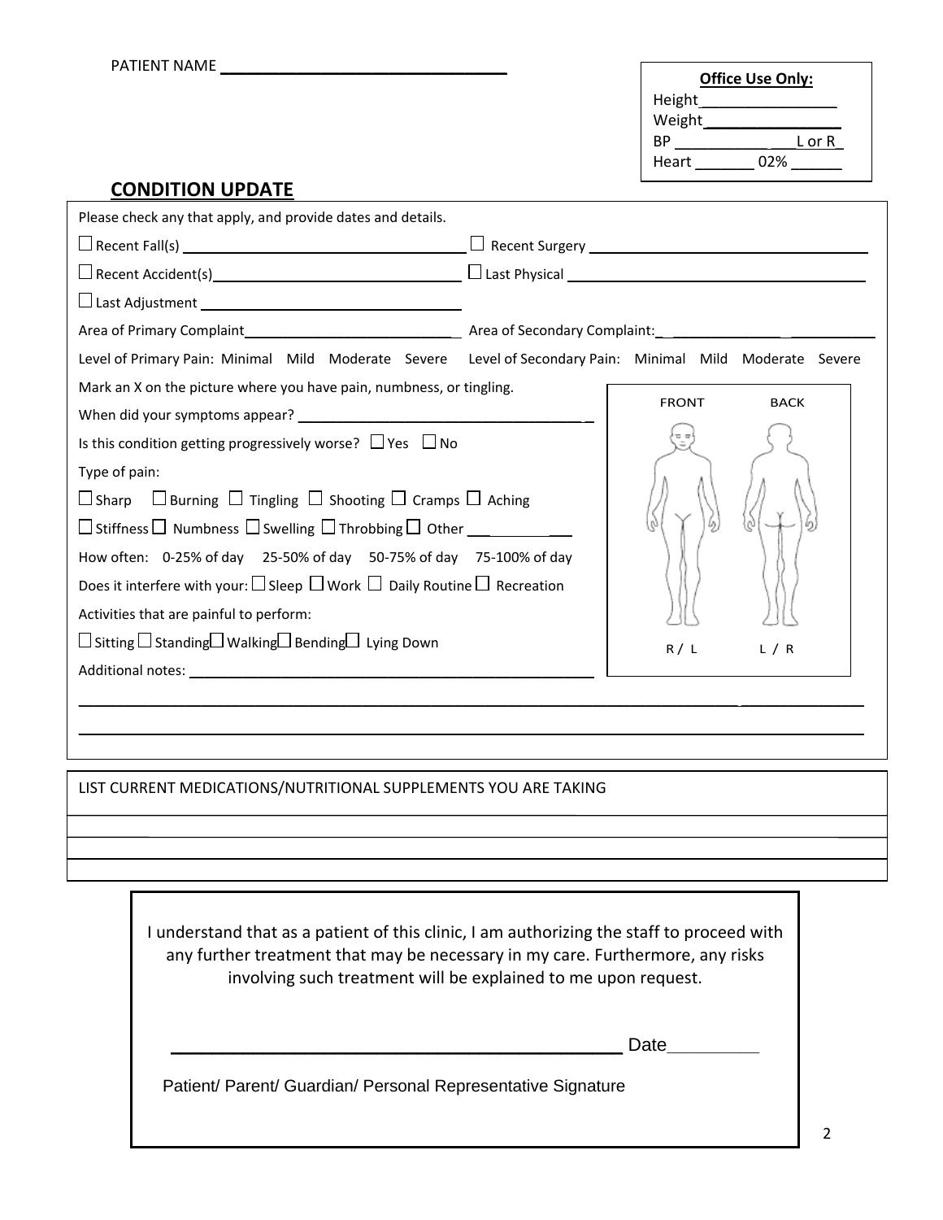PATIENT NAME ________________________________

**Office Use Only:**
Height________________
Weight________________
BP ___________ ___L or R_
Heart _______ 02% ______

## CONDITION UPDATE

Please check any that apply, and provide dates and details.

☐ Recent Fall(s) ________________________________ ☐ Recent Surgery ________________________________

☐ Recent Accident(s)________________________________ ☐ Last Physical ________________________________

☐ Last Adjustment ________________________________

Area of Primary Complaint__________________________ Area of Secondary Complaint:_ ______________ ___________

Level of Primary Pain: Minimal Mild Moderate Severe  Level of Secondary Pain: Minimal Mild Moderate Severe

Mark an X on the picture where you have pain, numbness, or tingling.

When did your symptoms appear? ____________________________________

Is this condition getting progressively worse? ☐ Yes ☐ No

Type of pain:

☐ Sharp ☐ Burning ☐ Tingling ☐ Shooting ☐ Cramps ☐ Aching

☐ Stiffness ☐ Numbness ☐ Swelling ☐ Throbbing ☐ Other ___________

How often: 0-25% of day 25-50% of day 50-75% of day 75-100% of day

Does it interfere with your: ☐ Sleep ☐ Work ☐ Daily Routine ☐ Recreation

Activities that are painful to perform:

☐ Sitting ☐ Standing ☐ Walking ☐ Bending ☐ Lying Down

FRONT BACK

R / L L / R

Additional notes: ____________________________________________________

________________________________________________________________________________

________________________________________________________________________________

LIST CURRENT MEDICATIONS/NUTRITIONAL SUPPLEMENTS YOU ARE TAKING

________________________________________________________________________________

________________________________________________________________________________

________________________________________________________________________________

I understand that as a patient of this clinic, I am authorizing the staff to proceed with any further treatment that may be necessary in my care. Furthermore, any risks involving such treatment will be explained to me upon request.

____________________________________________ Date________

Patient/ Parent/ Guardian/ Personal Representative Signature